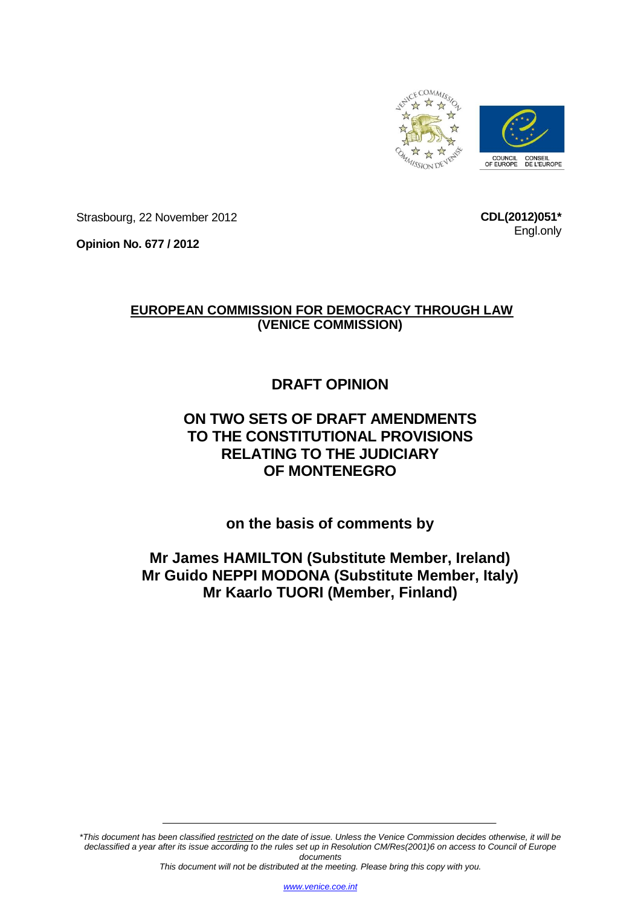Strasbourg, 22 November 2012

**CDL(2012)051***
Engl.only

**Opinion No. 677 / 2012**

**<u>EUROPEAN COMMISSION FOR DEMOCRACY THROUGH LAW</u>**
**(VENICE COMMISSION)**

# DRAFT OPINION

## ON TWO SETS OF DRAFT AMENDMENTS TO THE CONSTITUTIONAL PROVISIONS RELATING TO THE JUDICIARY OF MONTENEGRO

### on the basis of comments by

### Mr James HAMILTON (Substitute Member, Ireland)
### Mr Guido NEPPI MODONA (Substitute Member, Italy)
### Mr Kaarlo TUORI (Member, Finland)

---

*\*This document has been classified <u>restricted</u> on the date of issue. Unless the Venice Commission decides otherwise, it will be declassified a year after its issue according to the rules set up in Resolution CM/Res(2001)6 on access to Council of Europe documents*

*This document will not be distributed at the meeting. Please bring this copy with you.*

*www.venice.coe.int*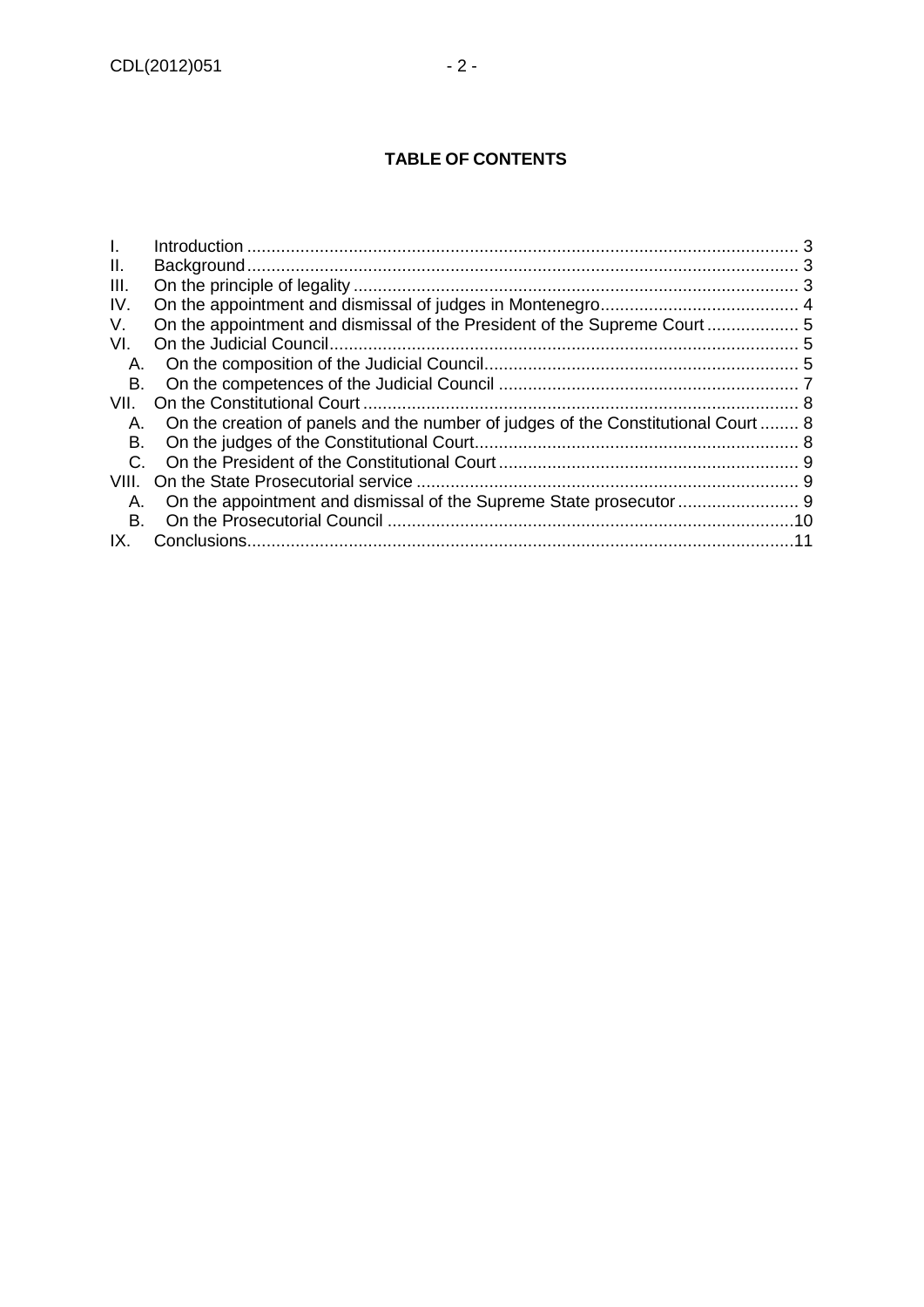**TABLE OF CONTENTS**

I. Introduction ..... 3
II. Background ..... 3
III. On the principle of legality ..... 3
IV. On the appointment and dismissal of judges in Montenegro ..... 4
V. On the appointment and dismissal of the President of the Supreme Court ..... 5
VI. On the Judicial Council ..... 5
  A. On the composition of the Judicial Council ..... 5
  B. On the competences of the Judicial Council ..... 7
VII. On the Constitutional Court ..... 8
  A. On the creation of panels and the number of judges of the Constitutional Court ..... 8
  B. On the judges of the Constitutional Court ..... 8
  C. On the President of the Constitutional Court ..... 9
VIII. On the State Prosecutorial service ..... 9
  A. On the appointment and dismissal of the Supreme State prosecutor ..... 9
  B. On the Prosecutorial Council ..... 10
IX. Conclusions ..... 11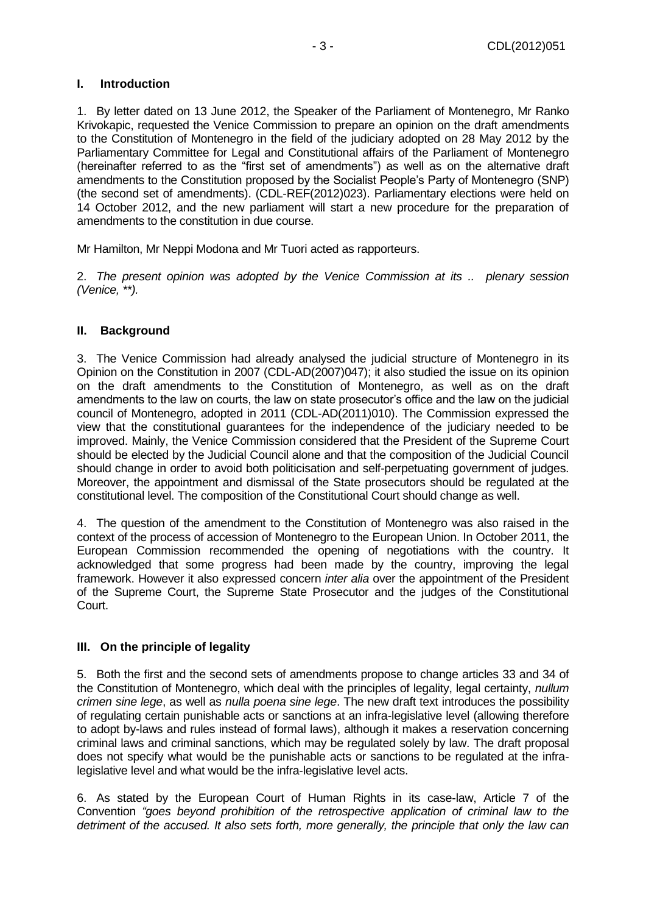## I. Introduction

1. By letter dated on 13 June 2012, the Speaker of the Parliament of Montenegro, Mr Ranko Krivokapic, requested the Venice Commission to prepare an opinion on the draft amendments to the Constitution of Montenegro in the field of the judiciary adopted on 28 May 2012 by the Parliamentary Committee for Legal and Constitutional affairs of the Parliament of Montenegro (hereinafter referred to as the "first set of amendments") as well as on the alternative draft amendments to the Constitution proposed by the Socialist People's Party of Montenegro (SNP) (the second set of amendments). (CDL-REF(2012)023). Parliamentary elections were held on 14 October 2012, and the new parliament will start a new procedure for the preparation of amendments to the constitution in due course.

Mr Hamilton, Mr Neppi Modona and Mr Tuori acted as rapporteurs.

2. *The present opinion was adopted by the Venice Commission at its .. plenary session (Venice, \*\*).*

## II. Background

3. The Venice Commission had already analysed the judicial structure of Montenegro in its Opinion on the Constitution in 2007 (CDL-AD(2007)047); it also studied the issue on its opinion on the draft amendments to the Constitution of Montenegro, as well as on the draft amendments to the law on courts, the law on state prosecutor's office and the law on the judicial council of Montenegro, adopted in 2011 (CDL-AD(2011)010). The Commission expressed the view that the constitutional guarantees for the independence of the judiciary needed to be improved. Mainly, the Venice Commission considered that the President of the Supreme Court should be elected by the Judicial Council alone and that the composition of the Judicial Council should change in order to avoid both politicisation and self-perpetuating government of judges. Moreover, the appointment and dismissal of the State prosecutors should be regulated at the constitutional level. The composition of the Constitutional Court should change as well.

4. The question of the amendment to the Constitution of Montenegro was also raised in the context of the process of accession of Montenegro to the European Union. In October 2011, the European Commission recommended the opening of negotiations with the country. It acknowledged that some progress had been made by the country, improving the legal framework. However it also expressed concern *inter alia* over the appointment of the President of the Supreme Court, the Supreme State Prosecutor and the judges of the Constitutional Court.

## III. On the principle of legality

5. Both the first and the second sets of amendments propose to change articles 33 and 34 of the Constitution of Montenegro, which deal with the principles of legality, legal certainty, *nullum crimen sine lege*, as well as *nulla poena sine lege*. The new draft text introduces the possibility of regulating certain punishable acts or sanctions at an infra-legislative level (allowing therefore to adopt by-laws and rules instead of formal laws), although it makes a reservation concerning criminal laws and criminal sanctions, which may be regulated solely by law. The draft proposal does not specify what would be the punishable acts or sanctions to be regulated at the infra-legislative level and what would be the infra-legislative level acts.

6. As stated by the European Court of Human Rights in its case-law, Article 7 of the Convention *"goes beyond prohibition of the retrospective application of criminal law to the detriment of the accused. It also sets forth, more generally, the principle that only the law can*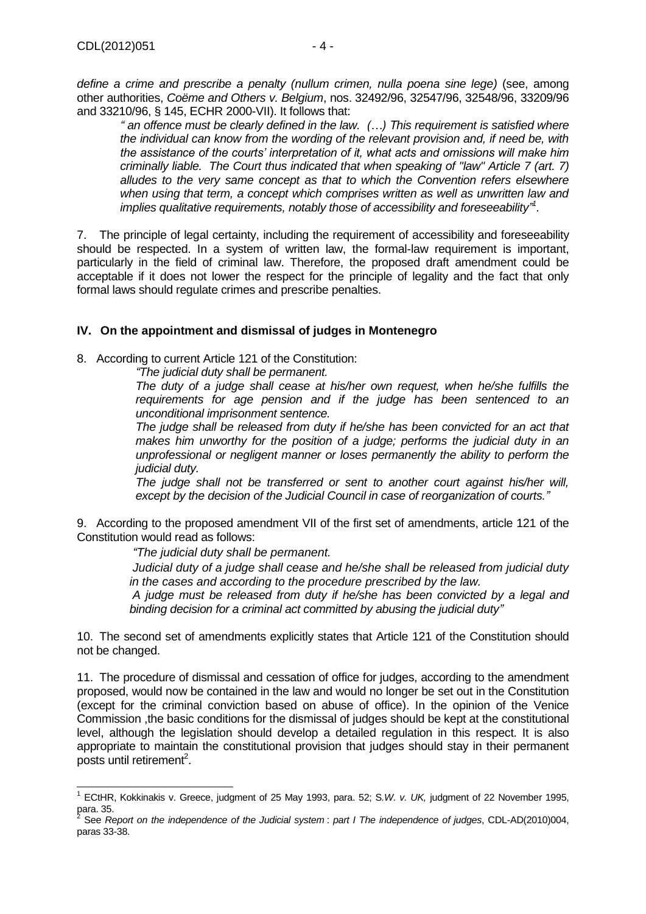*define a crime and prescribe a penalty (nullum crimen, nulla poena sine lege)* (see, among other authorities, *Coëme and Others v. Belgium*, nos. 32492/96, 32547/96, 32548/96, 33209/96 and 33210/96, § 145, ECHR 2000-VII). It follows that:

> *" an offence must be clearly defined in the law. (…) This requirement is satisfied where the individual can know from the wording of the relevant provision and, if need be, with the assistance of the courts' interpretation of it, what acts and omissions will make him criminally liable. The Court thus indicated that when speaking of "law" Article 7 (art. 7) alludes to the very same concept as that to which the Convention refers elsewhere when using that term, a concept which comprises written as well as unwritten law and implies qualitative requirements, notably those of accessibility and foreseeability"*[1].

7. The principle of legal certainty, including the requirement of accessibility and foreseeability should be respected. In a system of written law, the formal-law requirement is important, particularly in the field of criminal law. Therefore, the proposed draft amendment could be acceptable if it does not lower the respect for the principle of legality and the fact that only formal laws should regulate crimes and prescribe penalties.

## IV. On the appointment and dismissal of judges in Montenegro

8. According to current Article 121 of the Constitution:

> *"The judicial duty shall be permanent.*
>
> *The duty of a judge shall cease at his/her own request, when he/she fulfills the requirements for age pension and if the judge has been sentenced to an unconditional imprisonment sentence.*
>
> *The judge shall be released from duty if he/she has been convicted for an act that makes him unworthy for the position of a judge; performs the judicial duty in an unprofessional or negligent manner or loses permanently the ability to perform the judicial duty.*
>
> *The judge shall not be transferred or sent to another court against his/her will, except by the decision of the Judicial Council in case of reorganization of courts."*

9. According to the proposed amendment VII of the first set of amendments, article 121 of the Constitution would read as follows:

> *"The judicial duty shall be permanent.*
>
> *Judicial duty of a judge shall cease and he/she shall be released from judicial duty in the cases and according to the procedure prescribed by the law.*
>
> *A judge must be released from duty if he/she has been convicted by a legal and binding decision for a criminal act committed by abusing the judicial duty"*

10. The second set of amendments explicitly states that Article 121 of the Constitution should not be changed.

11. The procedure of dismissal and cessation of office for judges, according to the amendment proposed, would now be contained in the law and would no longer be set out in the Constitution (except for the criminal conviction based on abuse of office). In the opinion of the Venice Commission ,the basic conditions for the dismissal of judges should be kept at the constitutional level, although the legislation should develop a detailed regulation in this respect. It is also appropriate to maintain the constitutional provision that judges should stay in their permanent posts until retirement[2].

---

[1] ECtHR, Kokkinakis v. Greece, judgment of 25 May 1993, para. 52; S.*W. v. UK,* judgment of 22 November 1995, para. 35.

[2] See *Report on the independence of the Judicial system* : *part I The independence of judges*, CDL-AD(2010)004, paras 33-38.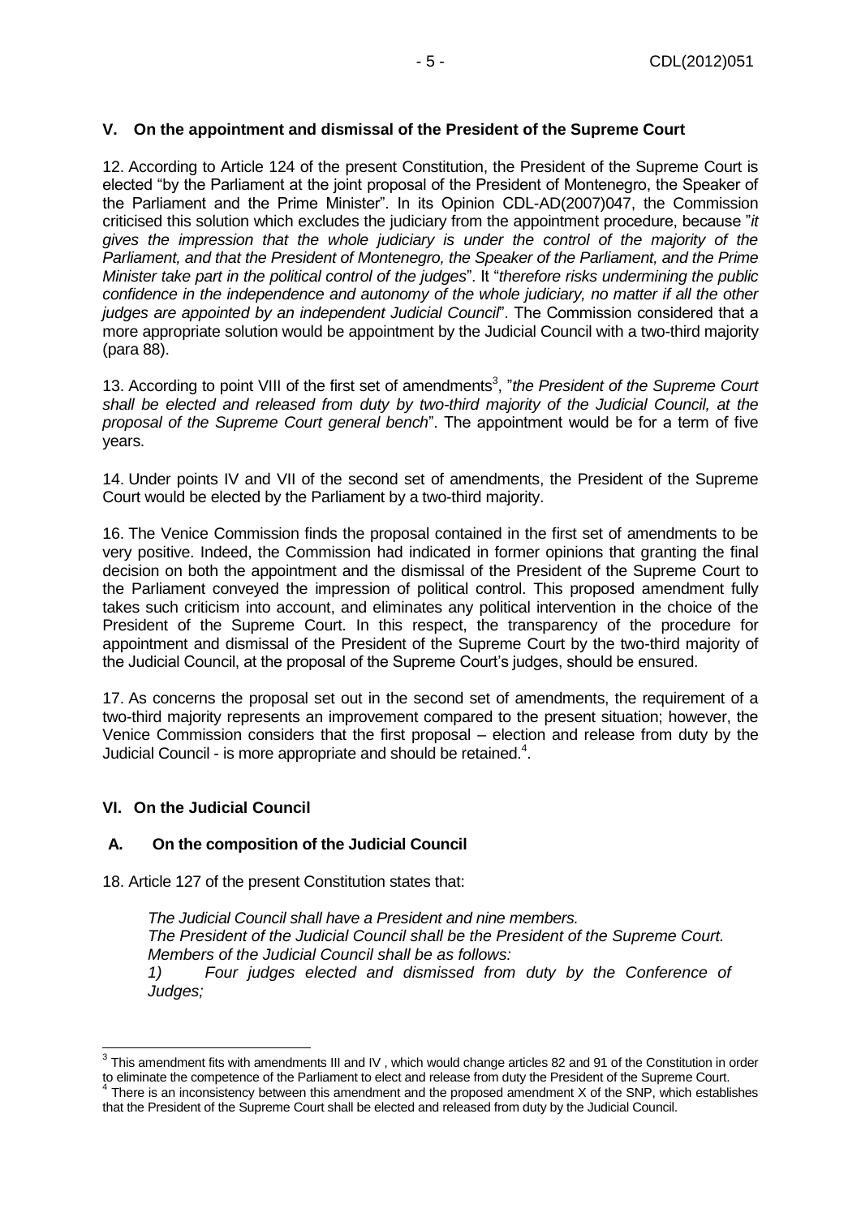## V. On the appointment and dismissal of the President of the Supreme Court

12. According to Article 124 of the present Constitution, the President of the Supreme Court is elected "by the Parliament at the joint proposal of the President of Montenegro, the Speaker of the Parliament and the Prime Minister". In its Opinion CDL-AD(2007)047, the Commission criticised this solution which excludes the judiciary from the appointment procedure, because "*it gives the impression that the whole judiciary is under the control of the majority of the Parliament, and that the President of Montenegro, the Speaker of the Parliament, and the Prime Minister take part in the political control of the judges*". It "*therefore risks undermining the public confidence in the independence and autonomy of the whole judiciary, no matter if all the other judges are appointed by an independent Judicial Council*". The Commission considered that a more appropriate solution would be appointment by the Judicial Council with a two-third majority (para 88).

13. According to point VIII of the first set of amendments[3], "*the President of the Supreme Court shall be elected and released from duty by two-third majority of the Judicial Council, at the proposal of the Supreme Court general bench*". The appointment would be for a term of five years.

14. Under points IV and VII of the second set of amendments, the President of the Supreme Court would be elected by the Parliament by a two-third majority.

16. The Venice Commission finds the proposal contained in the first set of amendments to be very positive. Indeed, the Commission had indicated in former opinions that granting the final decision on both the appointment and the dismissal of the President of the Supreme Court to the Parliament conveyed the impression of political control. This proposed amendment fully takes such criticism into account, and eliminates any political intervention in the choice of the President of the Supreme Court. In this respect, the transparency of the procedure for appointment and dismissal of the President of the Supreme Court by the two-third majority of the Judicial Council, at the proposal of the Supreme Court's judges, should be ensured.

17. As concerns the proposal set out in the second set of amendments, the requirement of a two-third majority represents an improvement compared to the present situation; however, the Venice Commission considers that the first proposal – election and release from duty by the Judicial Council - is more appropriate and should be retained.[4].

## VI. On the Judicial Council

### A. On the composition of the Judicial Council

18. Article 127 of the present Constitution states that:

> *The Judicial Council shall have a President and nine members.*
> *The President of the Judicial Council shall be the President of the Supreme Court.*
> *Members of the Judicial Council shall be as follows:*
> *1) Four judges elected and dismissed from duty by the Conference of Judges;*

---

[3] This amendment fits with amendments III and IV , which would change articles 82 and 91 of the Constitution in order to eliminate the competence of the Parliament to elect and release from duty the President of the Supreme Court.

[4] There is an inconsistency between this amendment and the proposed amendment X of the SNP, which establishes that the President of the Supreme Court shall be elected and released from duty by the Judicial Council.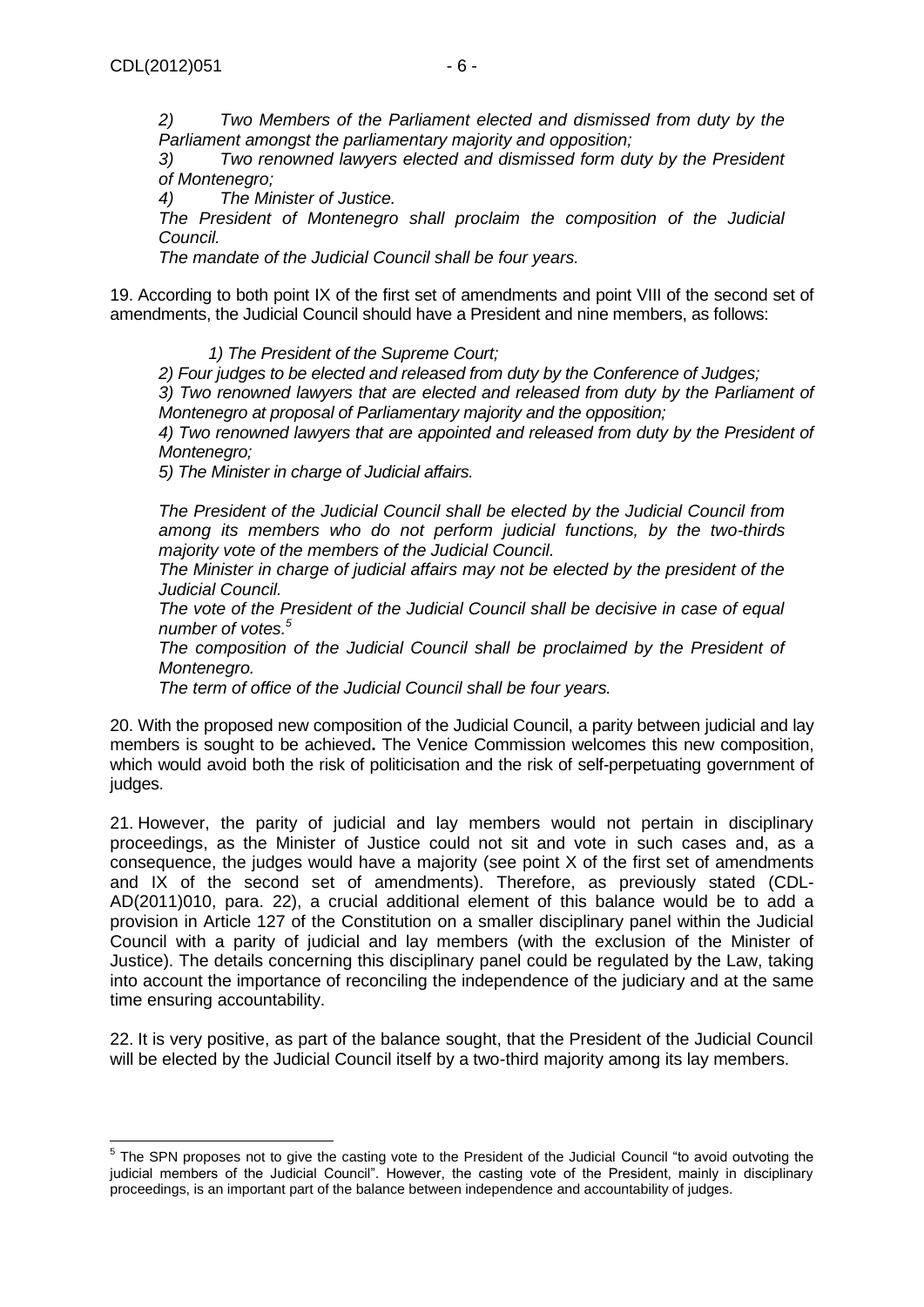*2) Two Members of the Parliament elected and dismissed from duty by the Parliament amongst the parliamentary majority and opposition;*

*3) Two renowned lawyers elected and dismissed form duty by the President of Montenegro;*

*4) The Minister of Justice.*

*The President of Montenegro shall proclaim the composition of the Judicial Council.*

*The mandate of the Judicial Council shall be four years.*

19. According to both point IX of the first set of amendments and point VIII of the second set of amendments, the Judicial Council should have a President and nine members, as follows:

*1) The President of the Supreme Court;*

*2) Four judges to be elected and released from duty by the Conference of Judges;*

*3) Two renowned lawyers that are elected and released from duty by the Parliament of Montenegro at proposal of Parliamentary majority and the opposition;*

*4) Two renowned lawyers that are appointed and released from duty by the President of Montenegro;*

*5) The Minister in charge of Judicial affairs.*

*The President of the Judicial Council shall be elected by the Judicial Council from among its members who do not perform judicial functions, by the two-thirds majority vote of the members of the Judicial Council.*

*The Minister in charge of judicial affairs may not be elected by the president of the Judicial Council.*

*The vote of the President of the Judicial Council shall be decisive in case of equal number of votes.*[5]

*The composition of the Judicial Council shall be proclaimed by the President of Montenegro.*

*The term of office of the Judicial Council shall be four years.*

20. With the proposed new composition of the Judicial Council, a parity between judicial and lay members is sought to be achieved**.** The Venice Commission welcomes this new composition, which would avoid both the risk of politicisation and the risk of self-perpetuating government of judges.

21. However, the parity of judicial and lay members would not pertain in disciplinary proceedings, as the Minister of Justice could not sit and vote in such cases and, as a consequence, the judges would have a majority (see point X of the first set of amendments and IX of the second set of amendments). Therefore, as previously stated (CDL-AD(2011)010, para. 22), a crucial additional element of this balance would be to add a provision in Article 127 of the Constitution on a smaller disciplinary panel within the Judicial Council with a parity of judicial and lay members (with the exclusion of the Minister of Justice). The details concerning this disciplinary panel could be regulated by the Law, taking into account the importance of reconciling the independence of the judiciary and at the same time ensuring accountability.

22. It is very positive, as part of the balance sought, that the President of the Judicial Council will be elected by the Judicial Council itself by a two-third majority among its lay members.

---

[5] The SPN proposes not to give the casting vote to the President of the Judicial Council "to avoid outvoting the judicial members of the Judicial Council". However, the casting vote of the President, mainly in disciplinary proceedings, is an important part of the balance between independence and accountability of judges.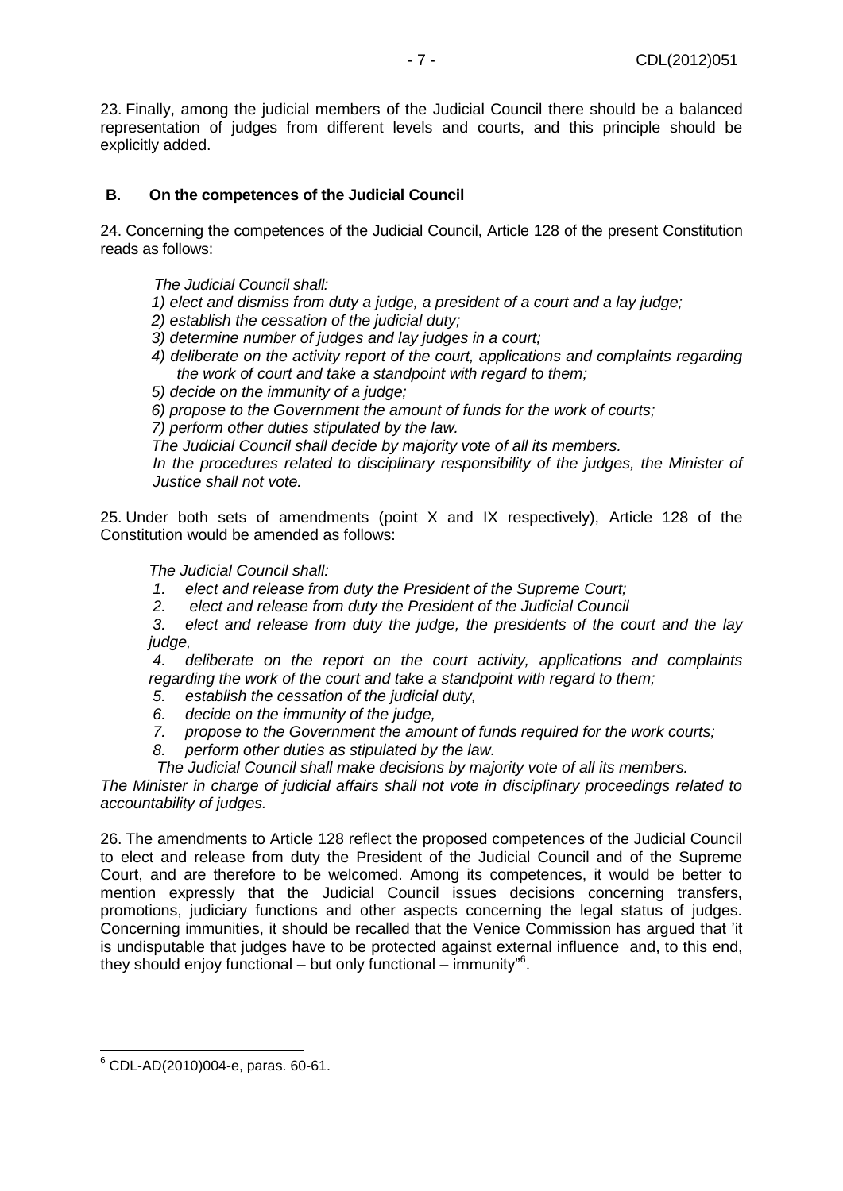23. Finally, among the judicial members of the Judicial Council there should be a balanced representation of judges from different levels and courts, and this principle should be explicitly added.

### B. On the competences of the Judicial Council

24. Concerning the competences of the Judicial Council, Article 128 of the present Constitution reads as follows:

> *The Judicial Council shall:*
> *1) elect and dismiss from duty a judge, a president of a court and a lay judge;*
> *2) establish the cessation of the judicial duty;*
> *3) determine number of judges and lay judges in a court;*
> *4) deliberate on the activity report of the court, applications and complaints regarding the work of court and take a standpoint with regard to them;*
> *5) decide on the immunity of a judge;*
> *6) propose to the Government the amount of funds for the work of courts;*
> *7) perform other duties stipulated by the law.*
> *The Judicial Council shall decide by majority vote of all its members.*
> *In the procedures related to disciplinary responsibility of the judges, the Minister of Justice shall not vote.*

25. Under both sets of amendments (point X and IX respectively), Article 128 of the Constitution would be amended as follows:

> *The Judicial Council shall:*
> *1. elect and release from duty the President of the Supreme Court;*
> *2. elect and release from duty the President of the Judicial Council*
> *3. elect and release from duty the judge, the presidents of the court and the lay judge,*
> *4. deliberate on the report on the court activity, applications and complaints regarding the work of the court and take a standpoint with regard to them;*
> *5. establish the cessation of the judicial duty,*
> *6. decide on the immunity of the judge,*
> *7. propose to the Government the amount of funds required for the work courts;*
> *8. perform other duties as stipulated by the law.*
> *The Judicial Council shall make decisions by majority vote of all its members.*

*The Minister in charge of judicial affairs shall not vote in disciplinary proceedings related to accountability of judges.*

26. The amendments to Article 128 reflect the proposed competences of the Judicial Council to elect and release from duty the President of the Judicial Council and of the Supreme Court, and are therefore to be welcomed. Among its competences, it would be better to mention expressly that the Judicial Council issues decisions concerning transfers, promotions, judiciary functions and other aspects concerning the legal status of judges. Concerning immunities, it should be recalled that the Venice Commission has argued that 'it is undisputable that judges have to be protected against external influence and, to this end, they should enjoy functional – but only functional – immunity"[6].

---

[6] CDL-AD(2010)004-e, paras. 60-61.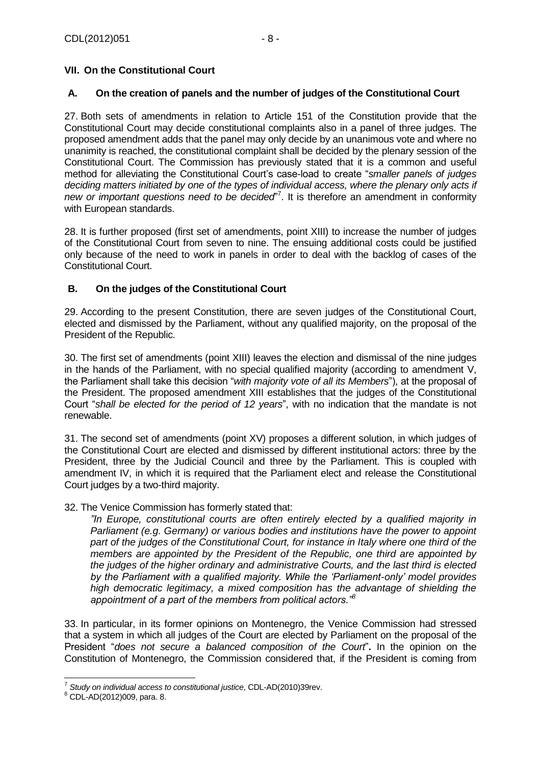## VII. On the Constitutional Court

### A. On the creation of panels and the number of judges of the Constitutional Court

27. Both sets of amendments in relation to Article 151 of the Constitution provide that the Constitutional Court may decide constitutional complaints also in a panel of three judges. The proposed amendment adds that the panel may only decide by an unanimous vote and where no unanimity is reached, the constitutional complaint shall be decided by the plenary session of the Constitutional Court. The Commission has previously stated that it is a common and useful method for alleviating the Constitutional Court's case-load to create "*smaller panels of judges deciding matters initiated by one of the types of individual access, where the plenary only acts if new or important questions need to be decided*"[7]. It is therefore an amendment in conformity with European standards.

28. It is further proposed (first set of amendments, point XIII) to increase the number of judges of the Constitutional Court from seven to nine. The ensuing additional costs could be justified only because of the need to work in panels in order to deal with the backlog of cases of the Constitutional Court.

### B. On the judges of the Constitutional Court

29. According to the present Constitution, there are seven judges of the Constitutional Court, elected and dismissed by the Parliament, without any qualified majority, on the proposal of the President of the Republic.

30. The first set of amendments (point XIII) leaves the election and dismissal of the nine judges in the hands of the Parliament, with no special qualified majority (according to amendment V, the Parliament shall take this decision "*with majority vote of all its Members*"), at the proposal of the President. The proposed amendment XIII establishes that the judges of the Constitutional Court "*shall be elected for the period of 12 years*", with no indication that the mandate is not renewable.

31. The second set of amendments (point XV) proposes a different solution, in which judges of the Constitutional Court are elected and dismissed by different institutional actors: three by the President, three by the Judicial Council and three by the Parliament. This is coupled with amendment IV, in which it is required that the Parliament elect and release the Constitutional Court judges by a two-third majority.

32. The Venice Commission has formerly stated that:

> *"In Europe, constitutional courts are often entirely elected by a qualified majority in Parliament (e.g. Germany) or various bodies and institutions have the power to appoint part of the judges of the Constitutional Court, for instance in Italy where one third of the members are appointed by the President of the Republic, one third are appointed by the judges of the higher ordinary and administrative Courts, and the last third is elected by the Parliament with a qualified majority. While the 'Parliament-only' model provides high democratic legitimacy, a mixed composition has the advantage of shielding the appointment of a part of the members from political actors."*[8]

33. In particular, in its former opinions on Montenegro, the Venice Commission had stressed that a system in which all judges of the Court are elected by Parliament on the proposal of the President "*does not secure a balanced composition of the Court*". In the opinion on the Constitution of Montenegro, the Commission considered that, if the President is coming from

---

[7] *Study on individual access to constitutional justice*, CDL-AD(2010)39rev.

[8] CDL-AD(2012)009, para. 8.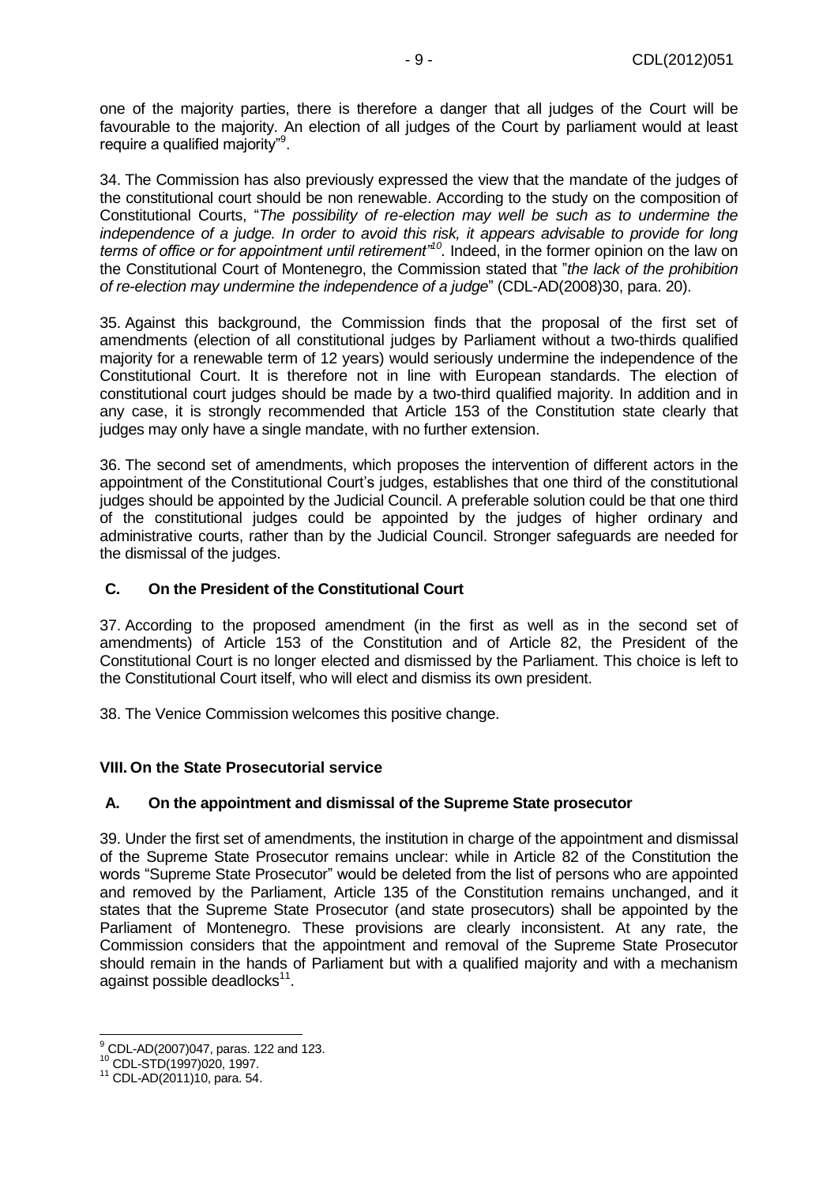one of the majority parties, there is therefore a danger that all judges of the Court will be favourable to the majority. An election of all judges of the Court by parliament would at least require a qualified majority"[9].

34. The Commission has also previously expressed the view that the mandate of the judges of the constitutional court should be non renewable. According to the study on the composition of Constitutional Courts, "*The possibility of re-election may well be such as to undermine the independence of a judge. In order to avoid this risk, it appears advisable to provide for long terms of office or for appointment until retirement*"[10]. Indeed, in the former opinion on the law on the Constitutional Court of Montenegro, the Commission stated that "*the lack of the prohibition of re-election may undermine the independence of a judge*" (CDL-AD(2008)30, para. 20).

35. Against this background, the Commission finds that the proposal of the first set of amendments (election of all constitutional judges by Parliament without a two-thirds qualified majority for a renewable term of 12 years) would seriously undermine the independence of the Constitutional Court. It is therefore not in line with European standards. The election of constitutional court judges should be made by a two-third qualified majority. In addition and in any case, it is strongly recommended that Article 153 of the Constitution state clearly that judges may only have a single mandate, with no further extension.

36. The second set of amendments, which proposes the intervention of different actors in the appointment of the Constitutional Court's judges, establishes that one third of the constitutional judges should be appointed by the Judicial Council. A preferable solution could be that one third of the constitutional judges could be appointed by the judges of higher ordinary and administrative courts, rather than by the Judicial Council. Stronger safeguards are needed for the dismissal of the judges.

### C. On the President of the Constitutional Court

37. According to the proposed amendment (in the first as well as in the second set of amendments) of Article 153 of the Constitution and of Article 82, the President of the Constitutional Court is no longer elected and dismissed by the Parliament. This choice is left to the Constitutional Court itself, who will elect and dismiss its own president.

38. The Venice Commission welcomes this positive change.

## VIII. On the State Prosecutorial service

### A. On the appointment and dismissal of the Supreme State prosecutor

39. Under the first set of amendments, the institution in charge of the appointment and dismissal of the Supreme State Prosecutor remains unclear: while in Article 82 of the Constitution the words "Supreme State Prosecutor" would be deleted from the list of persons who are appointed and removed by the Parliament, Article 135 of the Constitution remains unchanged, and it states that the Supreme State Prosecutor (and state prosecutors) shall be appointed by the Parliament of Montenegro. These provisions are clearly inconsistent. At any rate, the Commission considers that the appointment and removal of the Supreme State Prosecutor should remain in the hands of Parliament but with a qualified majority and with a mechanism against possible deadlocks[11].

---

[9] CDL-AD(2007)047, paras. 122 and 123.

[10] CDL-STD(1997)020, 1997.

[11] CDL-AD(2011)10, para. 54.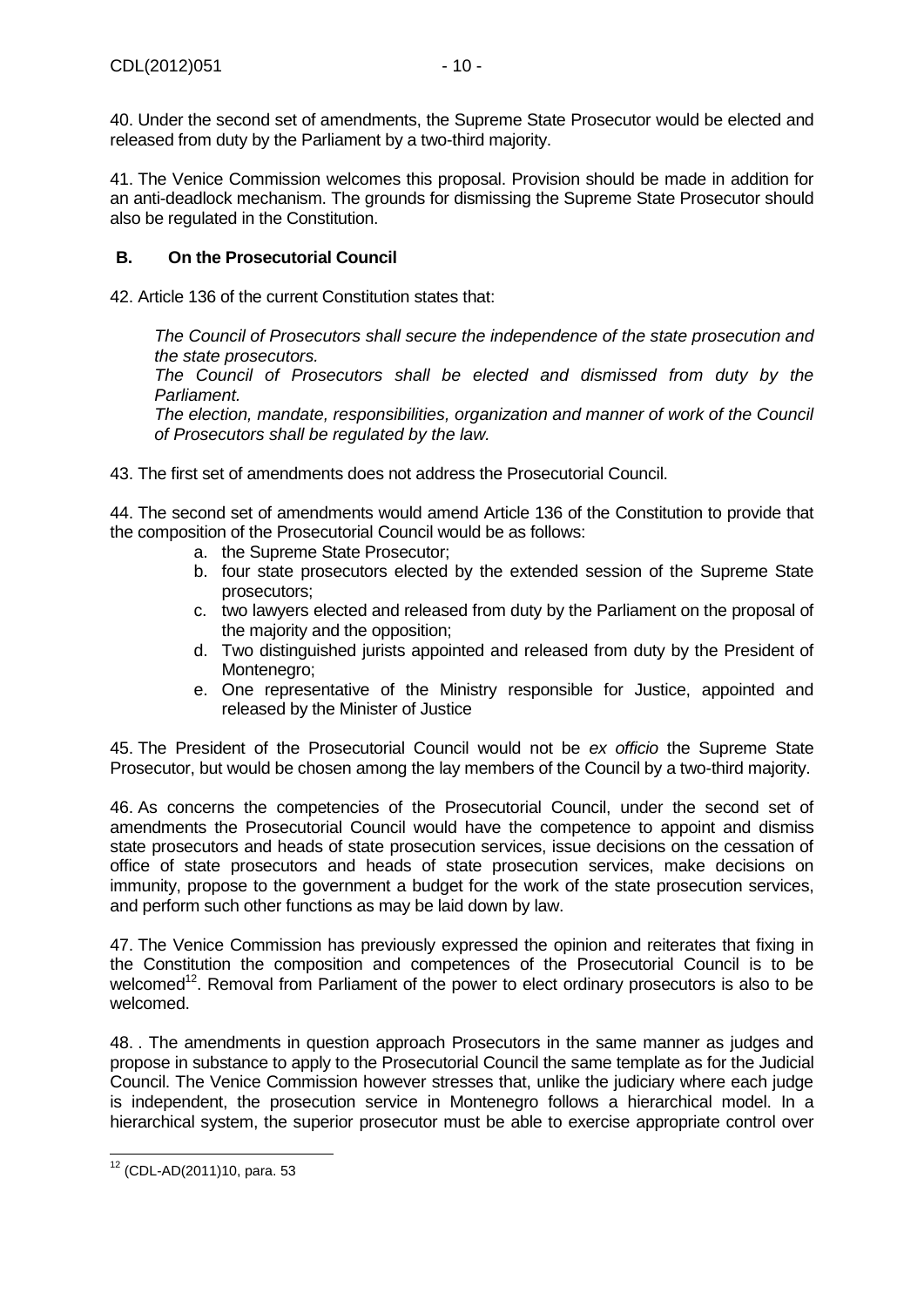40. Under the second set of amendments, the Supreme State Prosecutor would be elected and released from duty by the Parliament by a two-third majority.

41. The Venice Commission welcomes this proposal. Provision should be made in addition for an anti-deadlock mechanism. The grounds for dismissing the Supreme State Prosecutor should also be regulated in the Constitution.

## B. On the Prosecutorial Council

42. Article 136 of the current Constitution states that:

> *The Council of Prosecutors shall secure the independence of the state prosecution and the state prosecutors.*
>
> *The Council of Prosecutors shall be elected and dismissed from duty by the Parliament.*
>
> *The election, mandate, responsibilities, organization and manner of work of the Council of Prosecutors shall be regulated by the law.*

43. The first set of amendments does not address the Prosecutorial Council.

44. The second set of amendments would amend Article 136 of the Constitution to provide that the composition of the Prosecutorial Council would be as follows:

a. the Supreme State Prosecutor;
b. four state prosecutors elected by the extended session of the Supreme State prosecutors;
c. two lawyers elected and released from duty by the Parliament on the proposal of the majority and the opposition;
d. Two distinguished jurists appointed and released from duty by the President of Montenegro;
e. One representative of the Ministry responsible for Justice, appointed and released by the Minister of Justice

45. The President of the Prosecutorial Council would not be *ex officio* the Supreme State Prosecutor, but would be chosen among the lay members of the Council by a two-third majority.

46. As concerns the competencies of the Prosecutorial Council, under the second set of amendments the Prosecutorial Council would have the competence to appoint and dismiss state prosecutors and heads of state prosecution services, issue decisions on the cessation of office of state prosecutors and heads of state prosecution services, make decisions on immunity, propose to the government a budget for the work of the state prosecution services, and perform such other functions as may be laid down by law.

47. The Venice Commission has previously expressed the opinion and reiterates that fixing in the Constitution the composition and competences of the Prosecutorial Council is to be welcomed[12]. Removal from Parliament of the power to elect ordinary prosecutors is also to be welcomed.

48. . The amendments in question approach Prosecutors in the same manner as judges and propose in substance to apply to the Prosecutorial Council the same template as for the Judicial Council. The Venice Commission however stresses that, unlike the judiciary where each judge is independent, the prosecution service in Montenegro follows a hierarchical model. In a hierarchical system, the superior prosecutor must be able to exercise appropriate control over

---

[12] (CDL-AD(2011)10, para. 53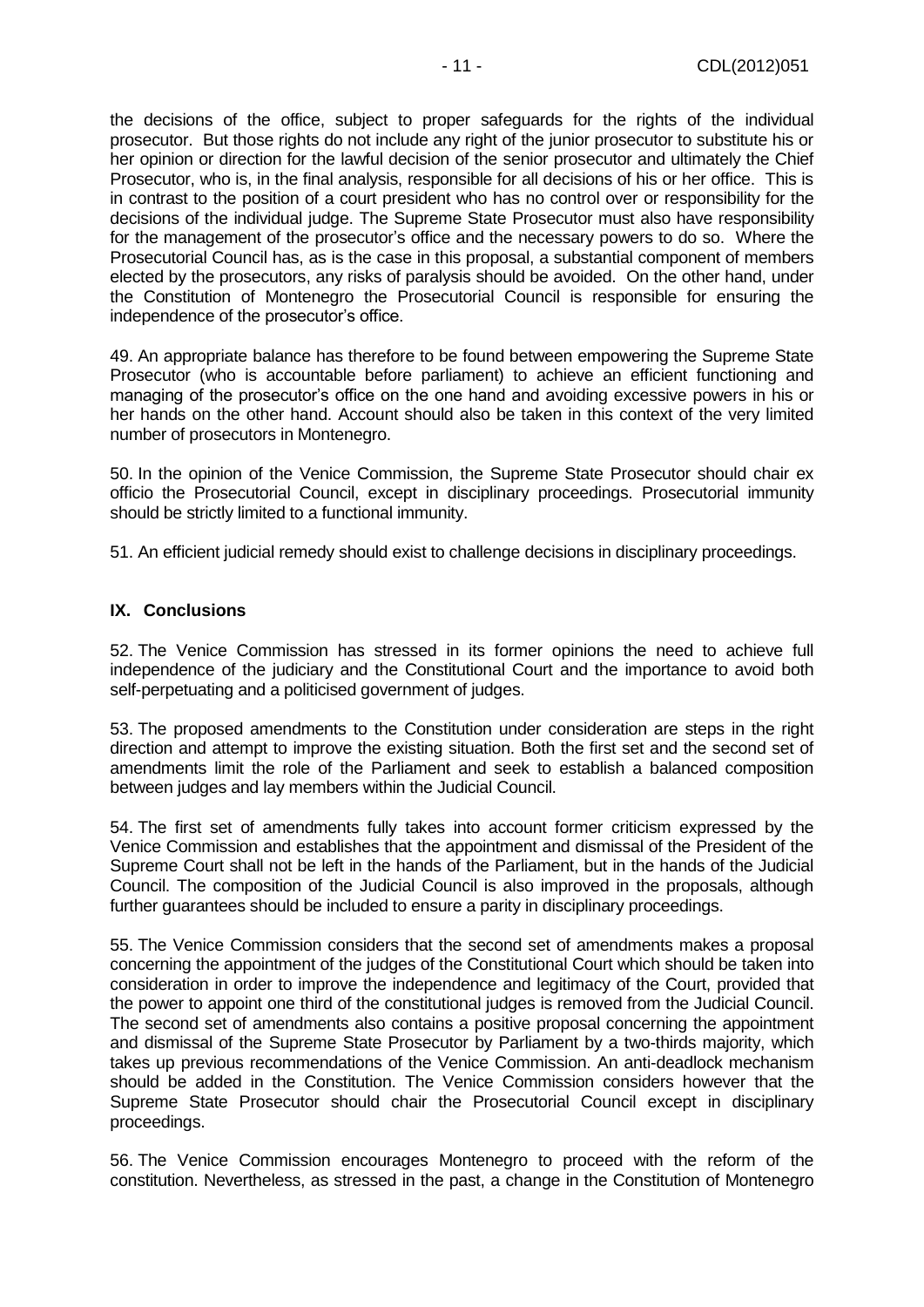the decisions of the office, subject to proper safeguards for the rights of the individual prosecutor. But those rights do not include any right of the junior prosecutor to substitute his or her opinion or direction for the lawful decision of the senior prosecutor and ultimately the Chief Prosecutor, who is, in the final analysis, responsible for all decisions of his or her office. This is in contrast to the position of a court president who has no control over or responsibility for the decisions of the individual judge. The Supreme State Prosecutor must also have responsibility for the management of the prosecutor's office and the necessary powers to do so. Where the Prosecutorial Council has, as is the case in this proposal, a substantial component of members elected by the prosecutors, any risks of paralysis should be avoided. On the other hand, under the Constitution of Montenegro the Prosecutorial Council is responsible for ensuring the independence of the prosecutor's office.

49. An appropriate balance has therefore to be found between empowering the Supreme State Prosecutor (who is accountable before parliament) to achieve an efficient functioning and managing of the prosecutor's office on the one hand and avoiding excessive powers in his or her hands on the other hand. Account should also be taken in this context of the very limited number of prosecutors in Montenegro.

50. In the opinion of the Venice Commission, the Supreme State Prosecutor should chair ex officio the Prosecutorial Council, except in disciplinary proceedings. Prosecutorial immunity should be strictly limited to a functional immunity.

51. An efficient judicial remedy should exist to challenge decisions in disciplinary proceedings.

## IX. Conclusions

52. The Venice Commission has stressed in its former opinions the need to achieve full independence of the judiciary and the Constitutional Court and the importance to avoid both self-perpetuating and a politicised government of judges.

53. The proposed amendments to the Constitution under consideration are steps in the right direction and attempt to improve the existing situation. Both the first set and the second set of amendments limit the role of the Parliament and seek to establish a balanced composition between judges and lay members within the Judicial Council.

54. The first set of amendments fully takes into account former criticism expressed by the Venice Commission and establishes that the appointment and dismissal of the President of the Supreme Court shall not be left in the hands of the Parliament, but in the hands of the Judicial Council. The composition of the Judicial Council is also improved in the proposals, although further guarantees should be included to ensure a parity in disciplinary proceedings.

55. The Venice Commission considers that the second set of amendments makes a proposal concerning the appointment of the judges of the Constitutional Court which should be taken into consideration in order to improve the independence and legitimacy of the Court, provided that the power to appoint one third of the constitutional judges is removed from the Judicial Council. The second set of amendments also contains a positive proposal concerning the appointment and dismissal of the Supreme State Prosecutor by Parliament by a two-thirds majority, which takes up previous recommendations of the Venice Commission. An anti-deadlock mechanism should be added in the Constitution. The Venice Commission considers however that the Supreme State Prosecutor should chair the Prosecutorial Council except in disciplinary proceedings.

56. The Venice Commission encourages Montenegro to proceed with the reform of the constitution. Nevertheless, as stressed in the past, a change in the Constitution of Montenegro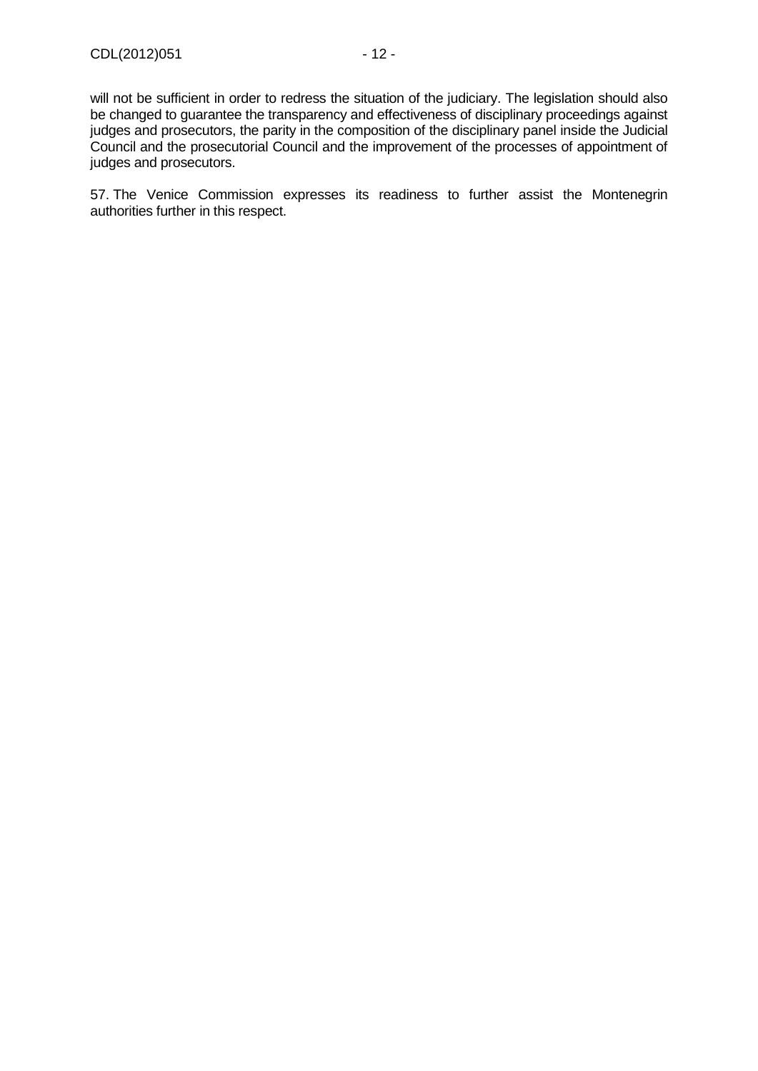will not be sufficient in order to redress the situation of the judiciary. The legislation should also be changed to guarantee the transparency and effectiveness of disciplinary proceedings against judges and prosecutors, the parity in the composition of the disciplinary panel inside the Judicial Council and the prosecutorial Council and the improvement of the processes of appointment of judges and prosecutors.

57. The Venice Commission expresses its readiness to further assist the Montenegrin authorities further in this respect.